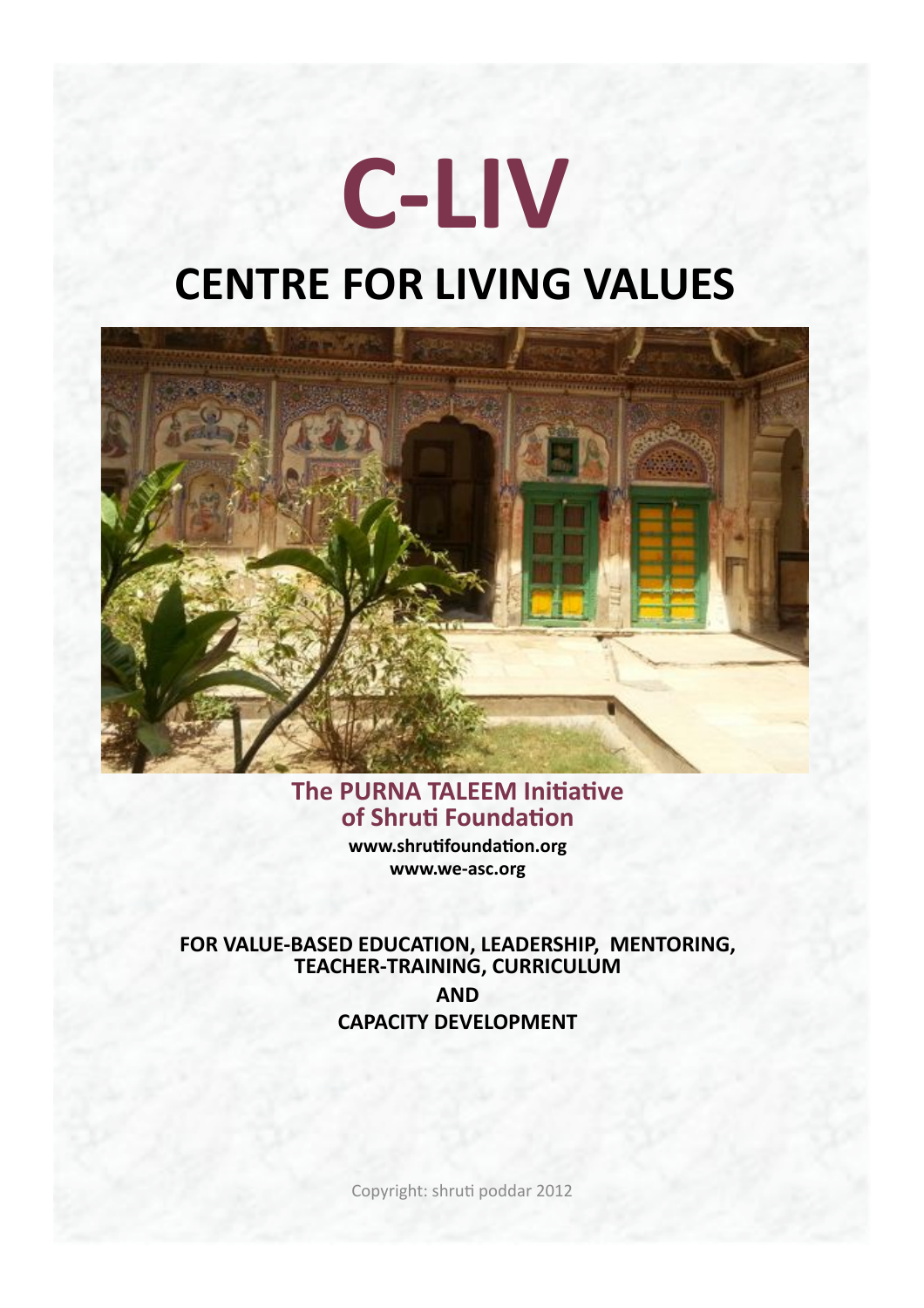# C-LIV

## CENTRE FOR LIVING VALUES

**The PURNA TALEEM Initiative of Shruti Foundation**

**www.shrutifoundation.org**
**www.we-asc.org**

**FOR VALUE-BASED EDUCATION, LEADERSHIP, MENTORING, TEACHER-TRAINING, CURRICULUM**

**AND**

**CAPACITY DEVELOPMENT**

Copyright: shruti poddar 2012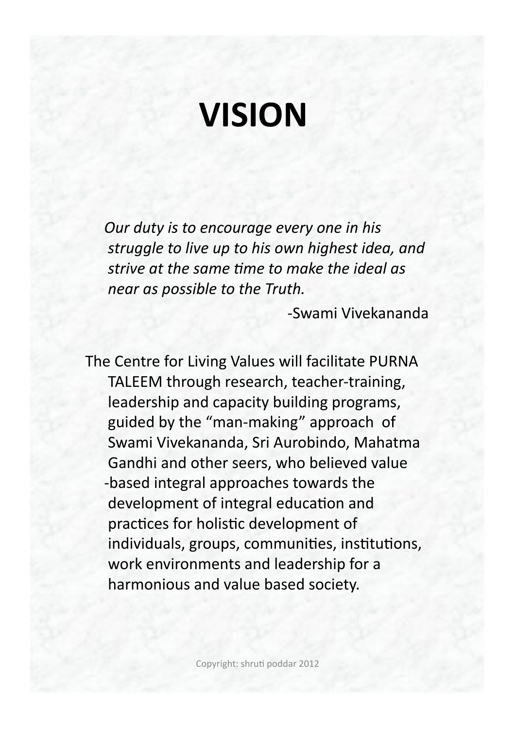# VISION

*Our duty is to encourage every one in his struggle to live up to his own highest idea, and strive at the same time to make the ideal as near as possible to the Truth.*

-Swami Vivekananda

The Centre for Living Values will facilitate PURNA TALEEM through research, teacher-training, leadership and capacity building programs, guided by the "man-making" approach of Swami Vivekananda, Sri Aurobindo, Mahatma Gandhi and other seers, who believed value-based integral approaches towards the development of integral education and practices for holistic development of individuals, groups, communities, institutions, work environments and leadership for a harmonious and value based society.

Copyright: shruti poddar 2012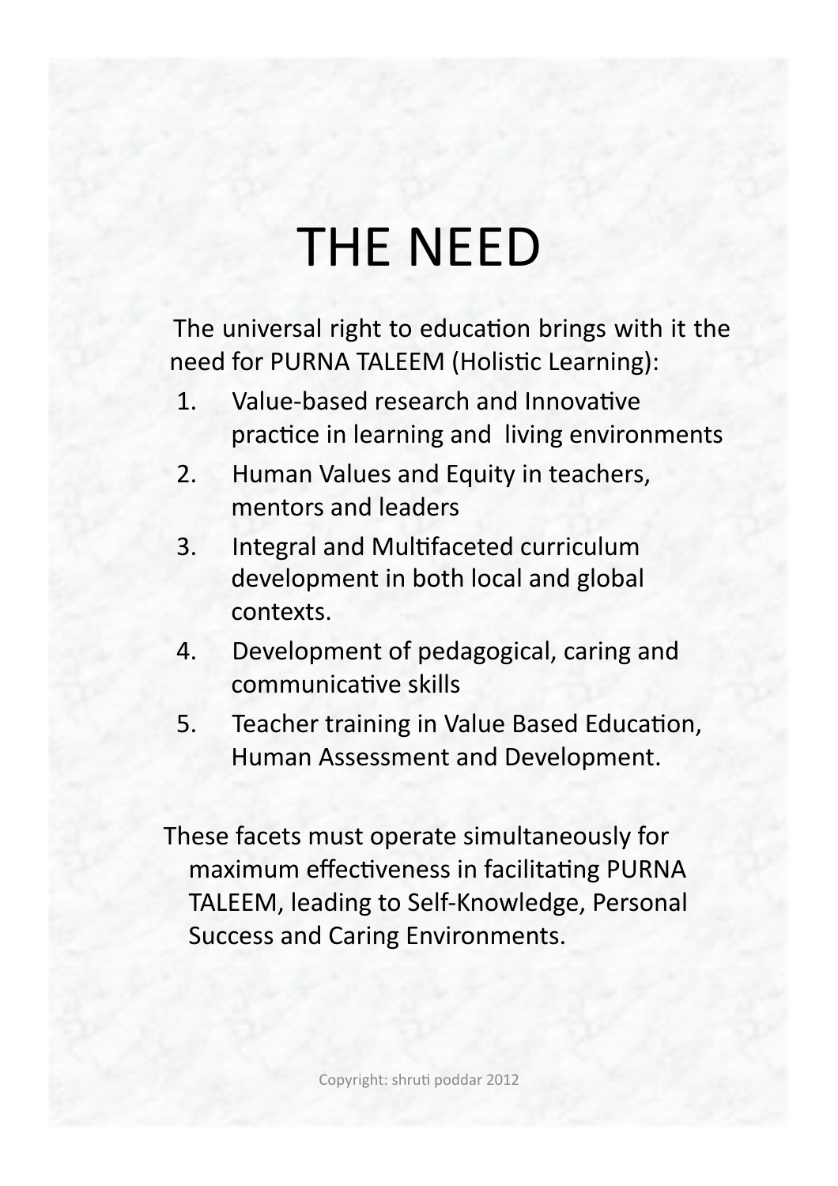# THE NEED

The universal right to education brings with it the need for PURNA TALEEM (Holistic Learning):

1. Value-based research and Innovative practice in learning and living environments
2. Human Values and Equity in teachers, mentors and leaders
3. Integral and Multifaceted curriculum development in both local and global contexts.
4. Development of pedagogical, caring and communicative skills
5. Teacher training in Value Based Education, Human Assessment and Development.

These facets must operate simultaneously for maximum effectiveness in facilitating PURNA TALEEM, leading to Self-Knowledge, Personal Success and Caring Environments.

Copyright: shruti poddar 2012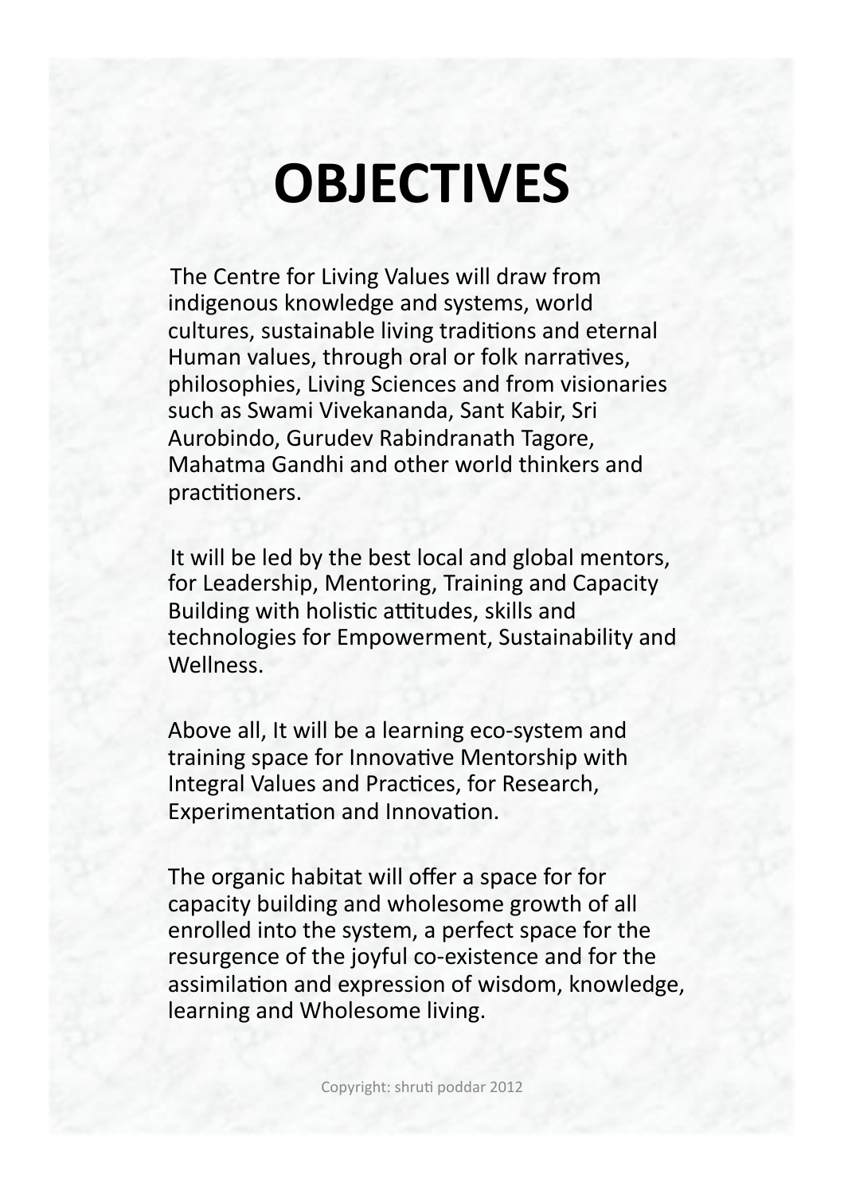# OBJECTIVES

The Centre for Living Values will draw from indigenous knowledge and systems, world cultures, sustainable living traditions and eternal Human values, through oral or folk narratives, philosophies, Living Sciences and from visionaries such as Swami Vivekananda, Sant Kabir, Sri Aurobindo, Gurudev Rabindranath Tagore, Mahatma Gandhi and other world thinkers and practitioners.

It will be led by the best local and global mentors, for Leadership, Mentoring, Training and Capacity Building with holistic attitudes, skills and technologies for Empowerment, Sustainability and Wellness.

Above all, It will be a learning eco-system and training space for Innovative Mentorship with Integral Values and Practices, for Research, Experimentation and Innovation.

The organic habitat will offer a space for for capacity building and wholesome growth of all enrolled into the system, a perfect space for the resurgence of the joyful co-existence and for the assimilation and expression of wisdom, knowledge, learning and Wholesome living.

Copyright: shruti poddar 2012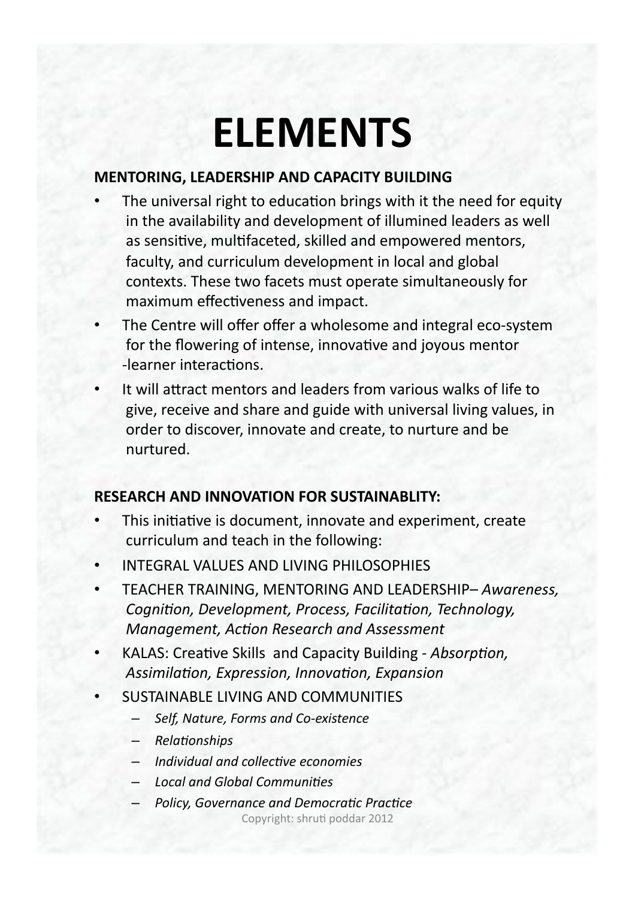# ELEMENTS

**MENTORING, LEADERSHIP AND CAPACITY BUILDING**

- The universal right to education brings with it the need for equity in the availability and development of illumined leaders as well as sensitive, multifaceted, skilled and empowered mentors, faculty, and curriculum development in local and global contexts. These two facets must operate simultaneously for maximum effectiveness and impact.
- The Centre will offer offer a wholesome and integral eco-system for the flowering of intense, innovative and joyous mentor -learner interactions.
- It will attract mentors and leaders from various walks of life to give, receive and share and guide with universal living values, in order to discover, innovate and create, to nurture and be nurtured.

**RESEARCH AND INNOVATION FOR SUSTAINABLITY:**

- This initiative is document, innovate and experiment, create curriculum and teach in the following:
- INTEGRAL VALUES AND LIVING PHILOSOPHIES
- TEACHER TRAINING, MENTORING AND LEADERSHIP– *Awareness, Cognition, Development, Process, Facilitation, Technology, Management, Action Research and Assessment*
- KALAS: Creative Skills and Capacity Building - *Absorption, Assimilation, Expression, Innovation, Expansion*
- SUSTAINABLE LIVING AND COMMUNITIES
  - *Self, Nature, Forms and Co-existence*
  - *Relationships*
  - *Individual and collective economies*
  - *Local and Global Communities*
  - *Policy, Governance and Democratic Practice*

Copyright: shruti poddar 2012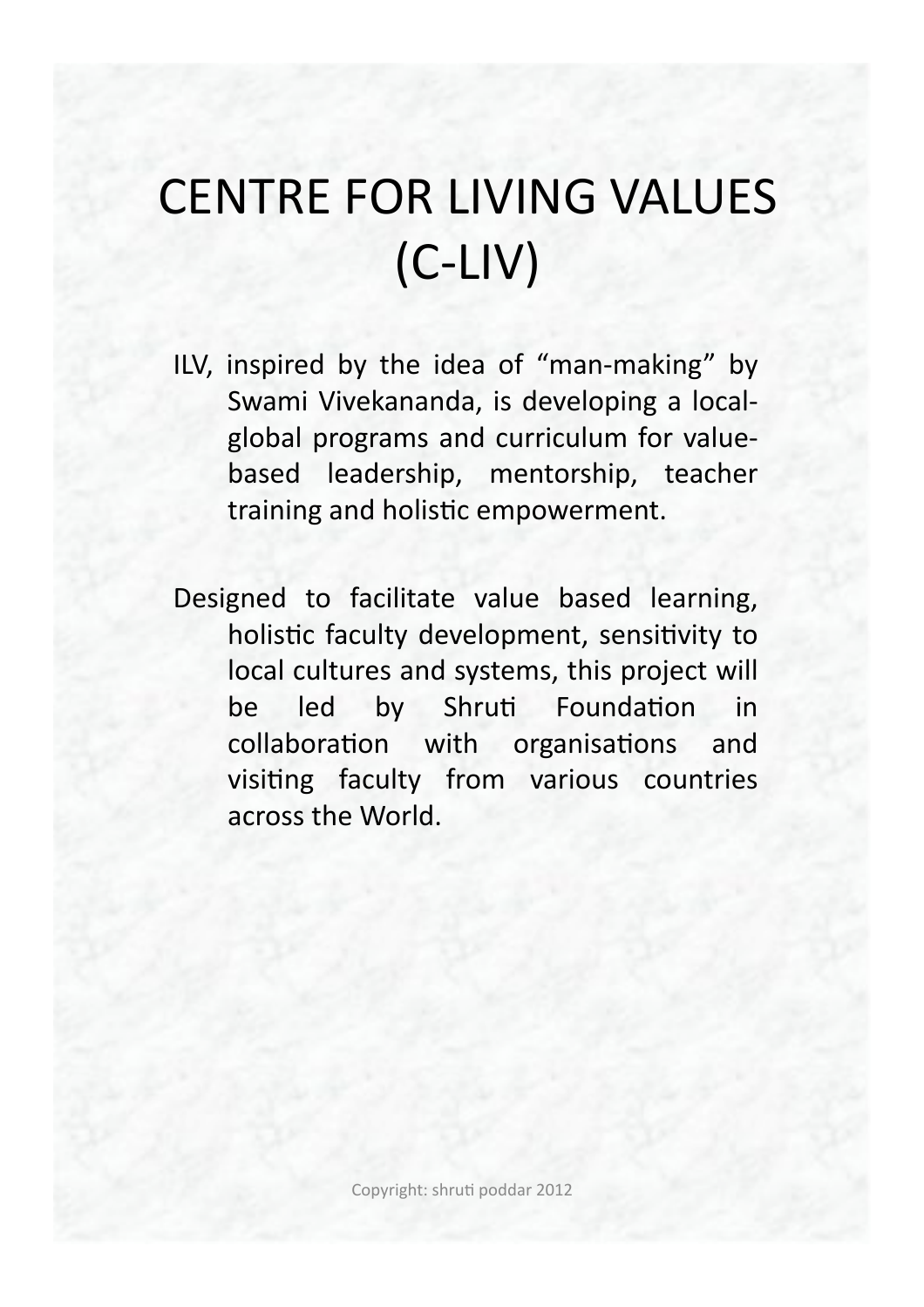# CENTRE FOR LIVING VALUES (C-LIV)

ILV, inspired by the idea of "man-making" by Swami Vivekananda, is developing a local-global programs and curriculum for value-based leadership, mentorship, teacher training and holistic empowerment.

Designed to facilitate value based learning, holistic faculty development, sensitivity to local cultures and systems, this project will be led by Shruti Foundation in collaboration with organisations and visiting faculty from various countries across the World.

Copyright: shruti poddar 2012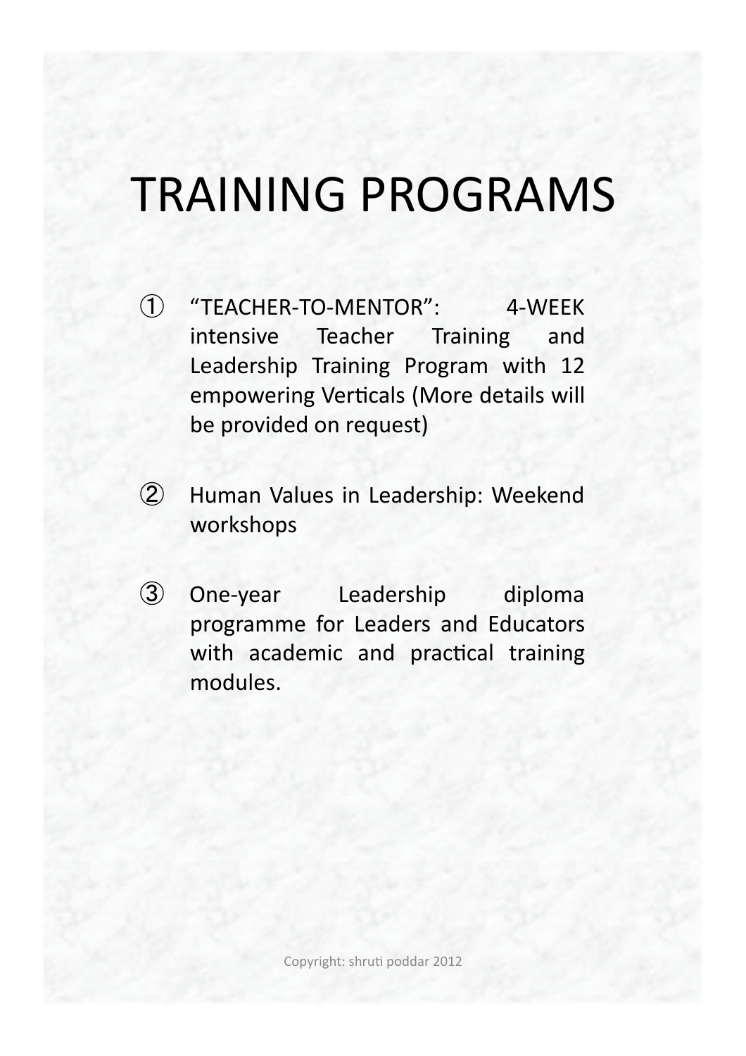# TRAINING PROGRAMS

① "TEACHER-TO-MENTOR": 4-WEEK intensive Teacher Training and Leadership Training Program with 12 empowering Verticals (More details will be provided on request)

② Human Values in Leadership: Weekend workshops

③ One-year Leadership diploma programme for Leaders and Educators with academic and practical training modules.

Copyright: shruti poddar 2012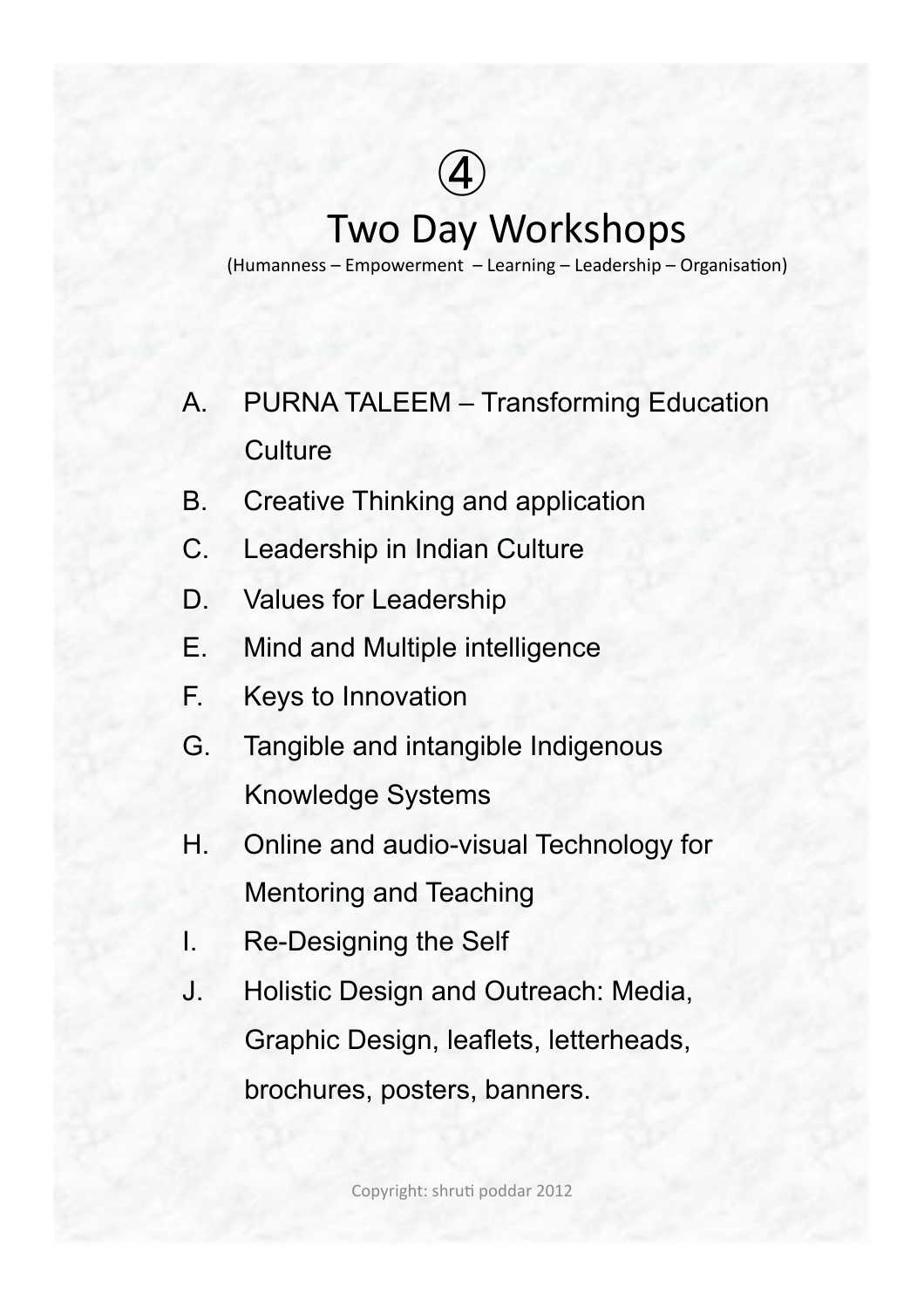④

# Two Day Workshops

(Humanness – Empowerment – Learning – Leadership – Organisation)

A. PURNA TALEEM – Transforming Education Culture
B. Creative Thinking and application
C. Leadership in Indian Culture
D. Values for Leadership
E. Mind and Multiple intelligence
F. Keys to Innovation
G. Tangible and intangible Indigenous Knowledge Systems
H. Online and audio-visual Technology for Mentoring and Teaching
I. Re-Designing the Self
J. Holistic Design and Outreach: Media, Graphic Design, leaflets, letterheads, brochures, posters, banners.

Copyright: shruti poddar 2012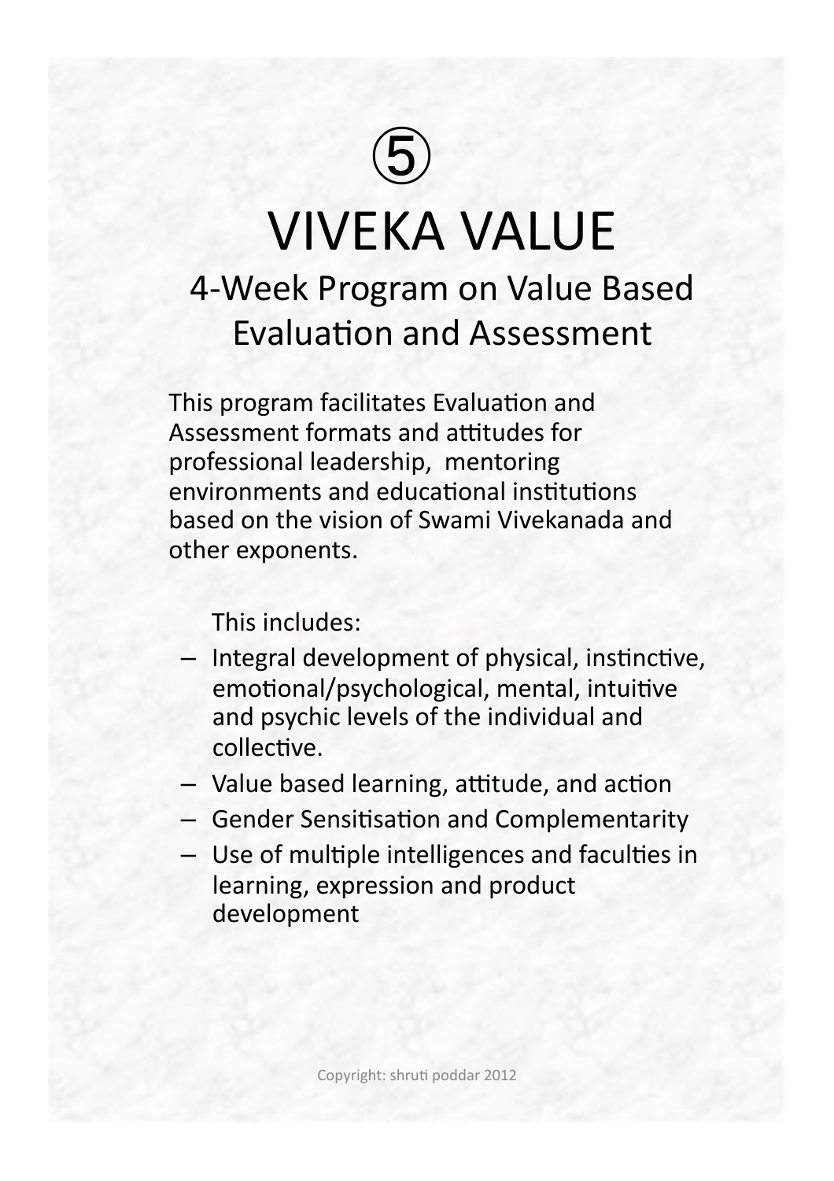⑤

# VIVEKA VALUE

## 4-Week Program on Value Based Evaluation and Assessment

This program facilitates Evaluation and Assessment formats and attitudes for professional leadership, mentoring environments and educational institutions based on the vision of Swami Vivekanada and other exponents.

This includes:

- Integral development of physical, instinctive, emotional/psychological, mental, intuitive and psychic levels of the individual and collective.
- Value based learning, attitude, and action
- Gender Sensitisation and Complementarity
- Use of multiple intelligences and faculties in learning, expression and product development

Copyright: shruti poddar 2012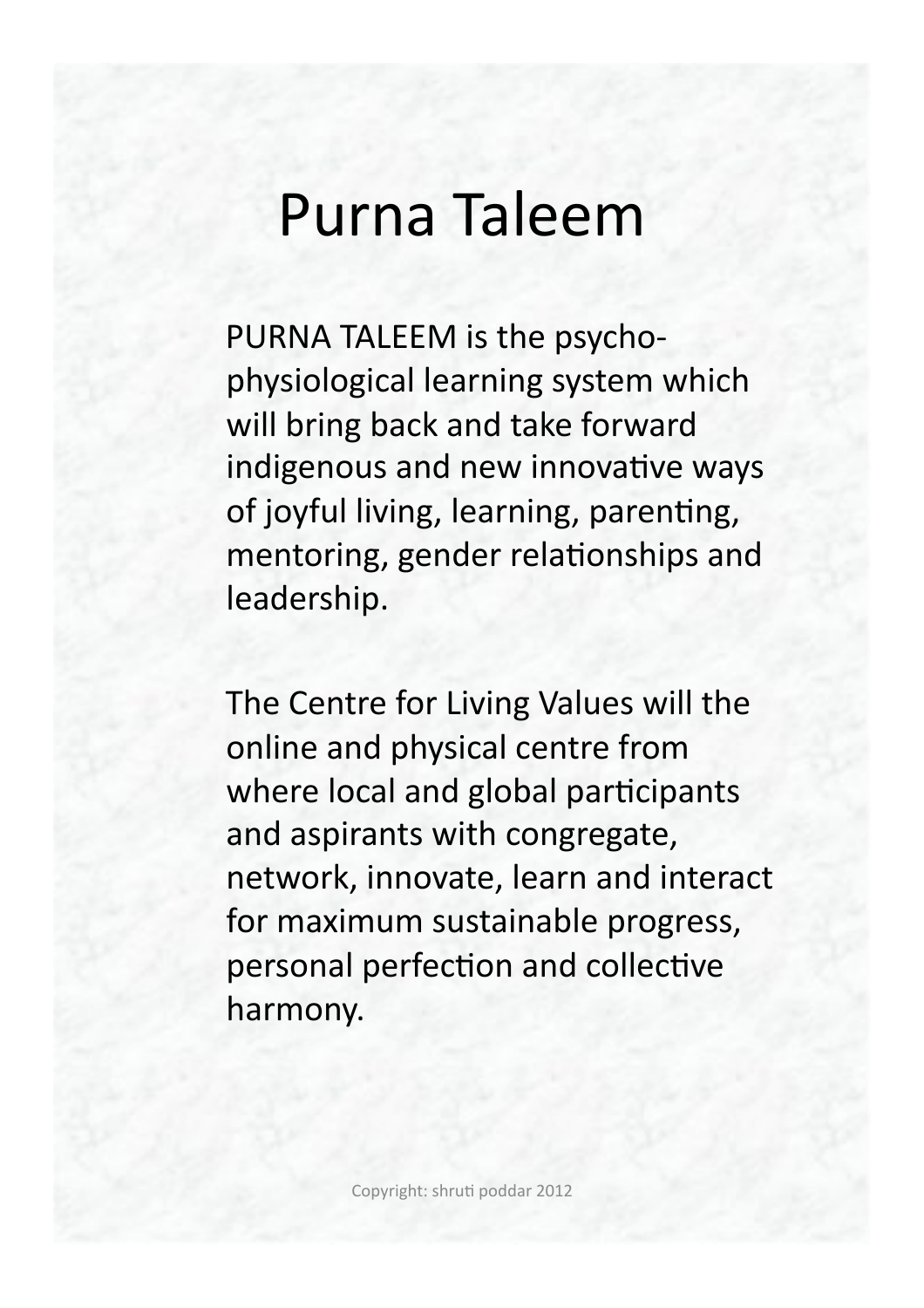# Purna Taleem

PURNA TALEEM is the psycho-physiological learning system which will bring back and take forward indigenous and new innovative ways of joyful living, learning, parenting, mentoring, gender relationships and leadership.

The Centre for Living Values will the online and physical centre from where local and global participants and aspirants with congregate, network, innovate, learn and interact for maximum sustainable progress, personal perfection and collective harmony.

Copyright: shruti poddar 2012